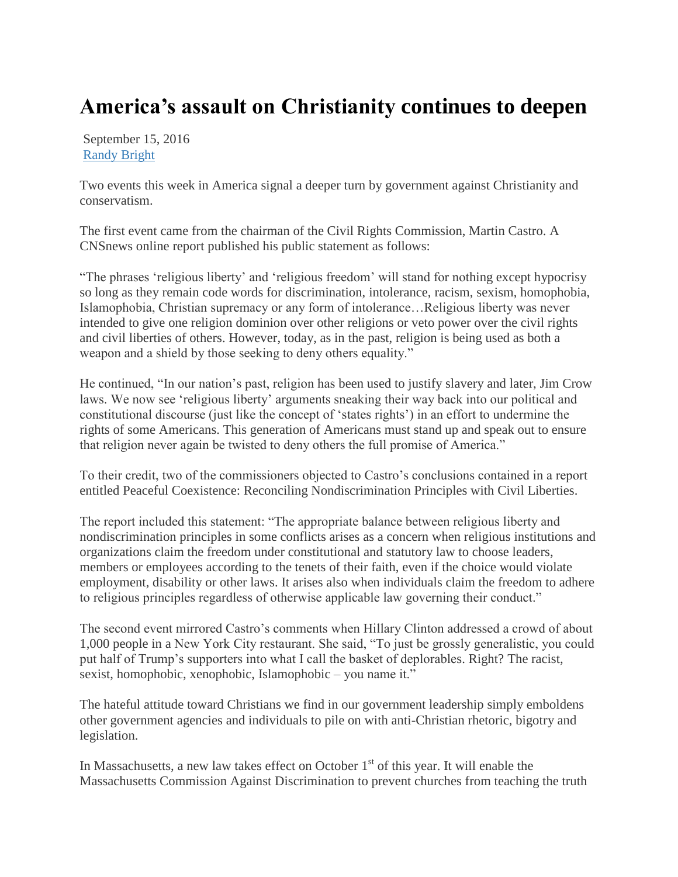# America's assault on Christianity continues to deepen

September 15, 2016
[Randy Bright]

Two events this week in America signal a deeper turn by government against Christianity and conservatism.

The first event came from the chairman of the Civil Rights Commission, Martin Castro. A CNSnews online report published his public statement as follows:

"The phrases 'religious liberty' and 'religious freedom' will stand for nothing except hypocrisy so long as they remain code words for discrimination, intolerance, racism, sexism, homophobia, Islamophobia, Christian supremacy or any form of intolerance…Religious liberty was never intended to give one religion dominion over other religions or veto power over the civil rights and civil liberties of others. However, today, as in the past, religion is being used as both a weapon and a shield by those seeking to deny others equality."

He continued, "In our nation's past, religion has been used to justify slavery and later, Jim Crow laws. We now see 'religious liberty' arguments sneaking their way back into our political and constitutional discourse (just like the concept of 'states rights') in an effort to undermine the rights of some Americans. This generation of Americans must stand up and speak out to ensure that religion never again be twisted to deny others the full promise of America."

To their credit, two of the commissioners objected to Castro's conclusions contained in a report entitled Peaceful Coexistence: Reconciling Nondiscrimination Principles with Civil Liberties.

The report included this statement: "The appropriate balance between religious liberty and nondiscrimination principles in some conflicts arises as a concern when religious institutions and organizations claim the freedom under constitutional and statutory law to choose leaders, members or employees according to the tenets of their faith, even if the choice would violate employment, disability or other laws. It arises also when individuals claim the freedom to adhere to religious principles regardless of otherwise applicable law governing their conduct."

The second event mirrored Castro's comments when Hillary Clinton addressed a crowd of about 1,000 people in a New York City restaurant. She said, "To just be grossly generalistic, you could put half of Trump's supporters into what I call the basket of deplorables. Right? The racist, sexist, homophobic, xenophobic, Islamophobic – you name it."

The hateful attitude toward Christians we find in our government leadership simply emboldens other government agencies and individuals to pile on with anti-Christian rhetoric, bigotry and legislation.

In Massachusetts, a new law takes effect on October 1st of this year. It will enable the Massachusetts Commission Against Discrimination to prevent churches from teaching the truth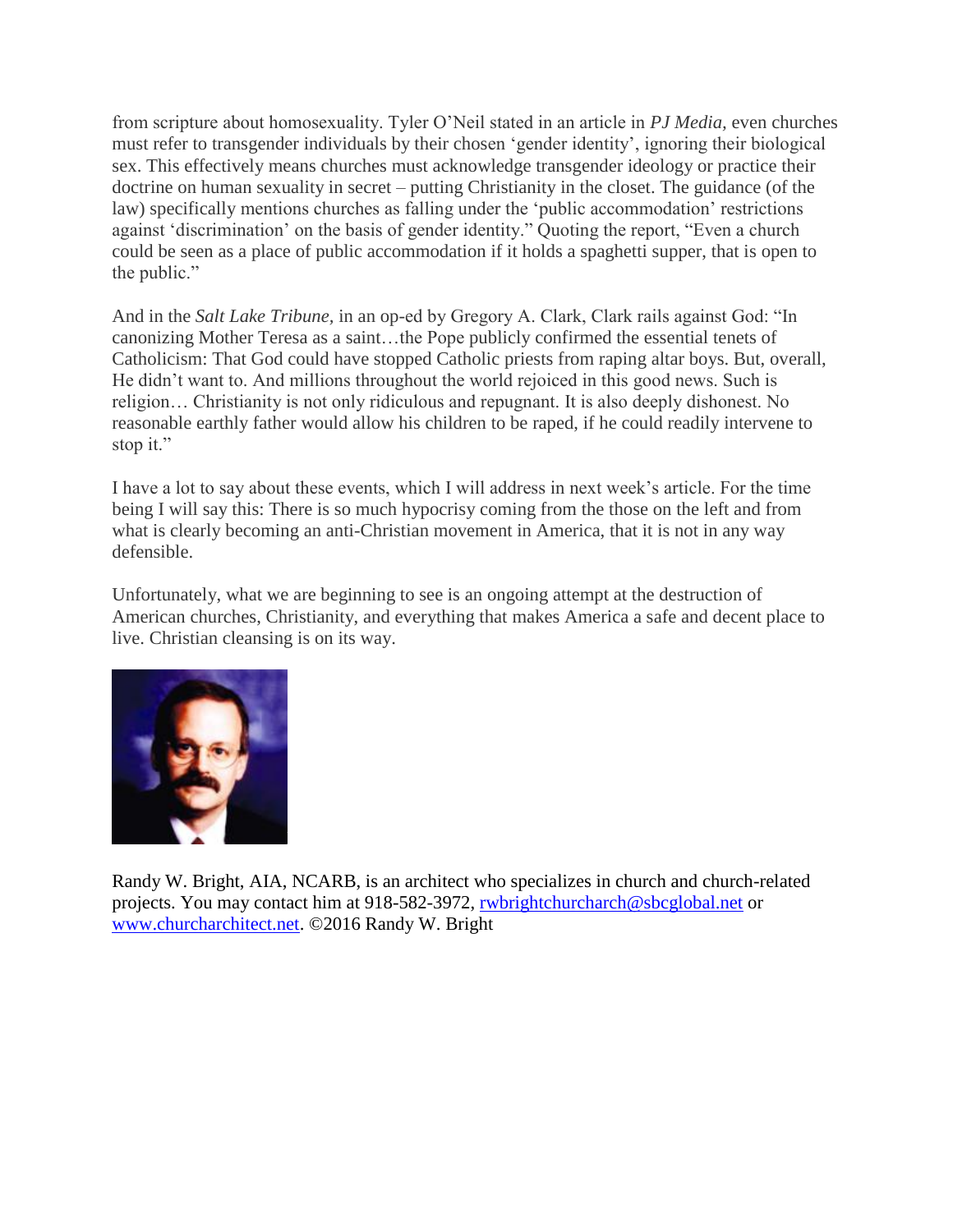from scripture about homosexuality. Tyler O'Neil stated in an article in *PJ Media,* even churches must refer to transgender individuals by their chosen 'gender identity', ignoring their biological sex. This effectively means churches must acknowledge transgender ideology or practice their doctrine on human sexuality in secret – putting Christianity in the closet. The guidance (of the law) specifically mentions churches as falling under the 'public accommodation' restrictions against 'discrimination' on the basis of gender identity." Quoting the report, "Even a church could be seen as a place of public accommodation if it holds a spaghetti supper, that is open to the public."

And in the *Salt Lake Tribune*, in an op-ed by Gregory A. Clark, Clark rails against God: "In canonizing Mother Teresa as a saint…the Pope publicly confirmed the essential tenets of Catholicism: That God could have stopped Catholic priests from raping altar boys. But, overall, He didn't want to. And millions throughout the world rejoiced in this good news. Such is religion… Christianity is not only ridiculous and repugnant. It is also deeply dishonest. No reasonable earthly father would allow his children to be raped, if he could readily intervene to stop it."

I have a lot to say about these events, which I will address in next week's article. For the time being I will say this: There is so much hypocrisy coming from the those on the left and from what is clearly becoming an anti-Christian movement in America, that it is not in any way defensible.

Unfortunately, what we are beginning to see is an ongoing attempt at the destruction of American churches, Christianity, and everything that makes America a safe and decent place to live. Christian cleansing is on its way.

Randy W. Bright, AIA, NCARB, is an architect who specializes in church and church-related projects. You may contact him at 918-582-3972, rwbrightchurcharch@sbcglobal.net or www.churcharchitect.net. ©2016 Randy W. Bright